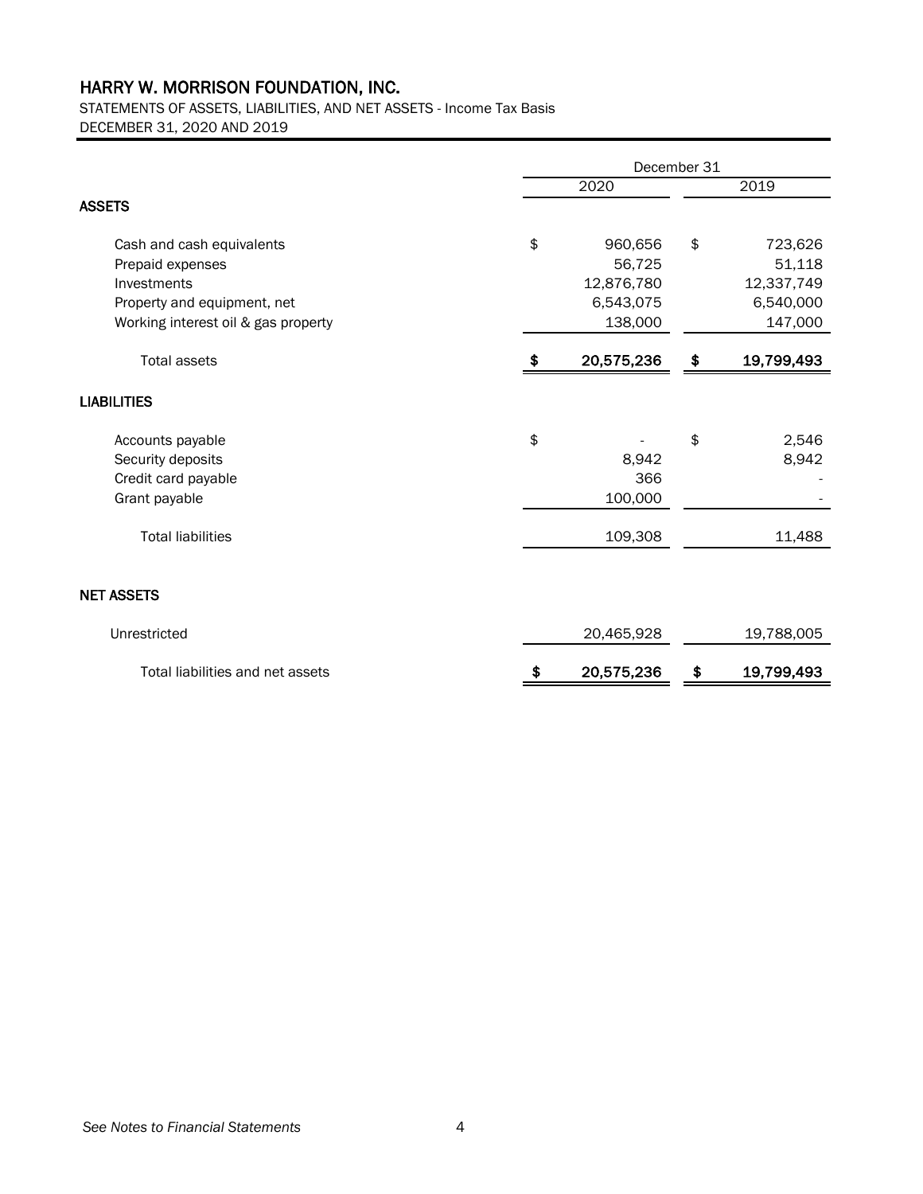# HARRY W. MORRISON FOUNDATION, INC.

STATEMENTS OF ASSETS, LIABILITIES, AND NET ASSETS - Income Tax Basis
DECEMBER 31, 2020 AND 2019

| | December 31 | |
|---|---|---|
| | 2020 | 2019 |
| **ASSETS** | | |
| Cash and cash equivalents | $ 960,656 | $ 723,626 |
| Prepaid expenses | 56,725 | 51,118 |
| Investments | 12,876,780 | 12,337,749 |
| Property and equipment, net | 6,543,075 | 6,540,000 |
| Working interest oil & gas property | 138,000 | 147,000 |
| Total assets | **$ 20,575,236** | **$ 19,799,493** |
| **LIABILITIES** | | |
| Accounts payable | $ - | $ 2,546 |
| Security deposits | 8,942 | 8,942 |
| Credit card payable | 366 | - |
| Grant payable | 100,000 | - |
| Total liabilities | 109,308 | 11,488 |
| **NET ASSETS** | | |
| Unrestricted | 20,465,928 | 19,788,005 |
| Total liabilities and net assets | **$ 20,575,236** | **$ 19,799,493** |

*See Notes to Financial Statements*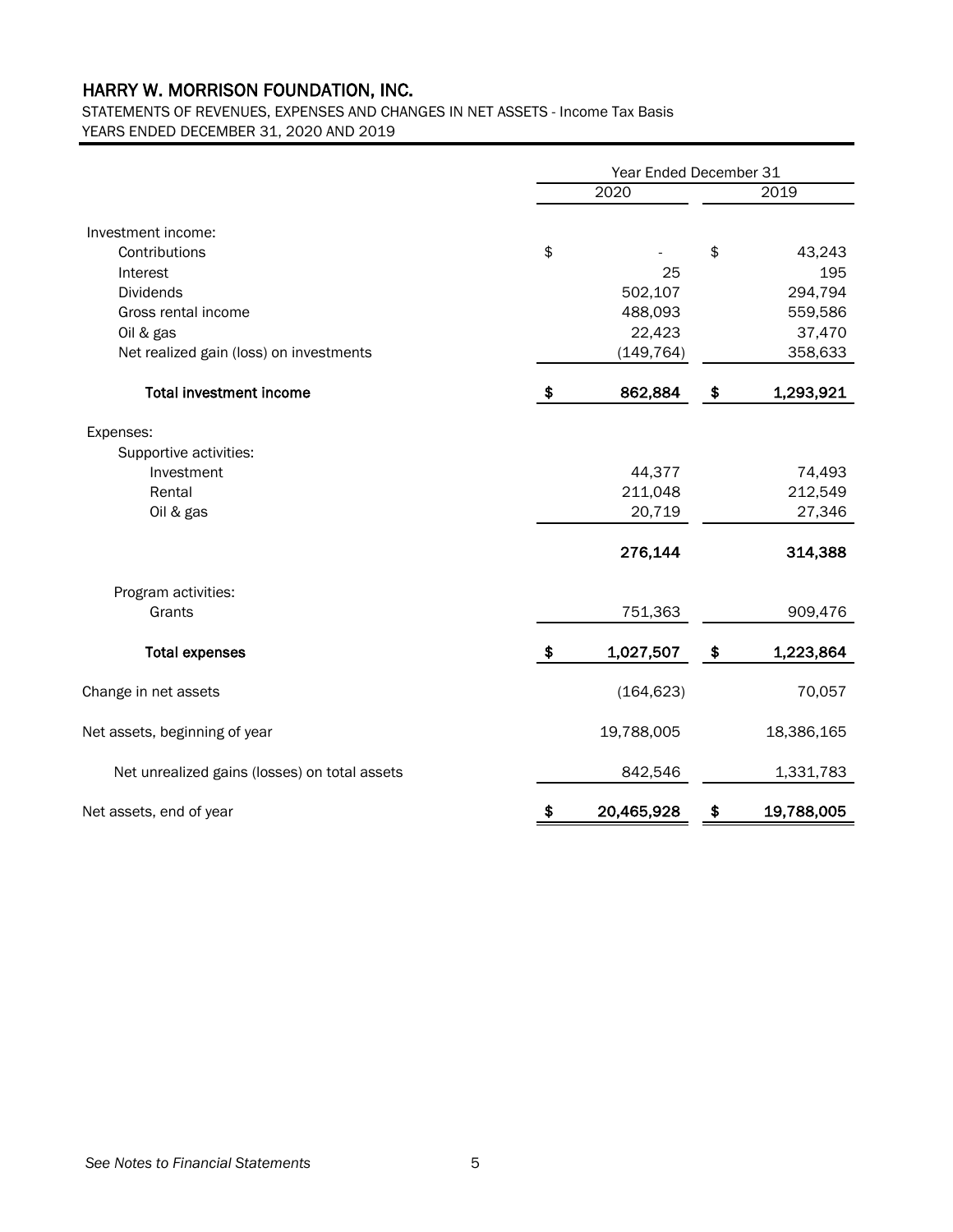# HARRY W. MORRISON FOUNDATION, INC.

STATEMENTS OF REVENUES, EXPENSES AND CHANGES IN NET ASSETS - Income Tax Basis
YEARS ENDED DECEMBER 31, 2020 AND 2019

| | Year Ended December 31 | |
|---|---|---|
| | 2020 | 2019 |
| Investment income: | | |
| Contributions | $ - | $ 43,243 |
| Interest | 25 | 195 |
| Dividends | 502,107 | 294,794 |
| Gross rental income | 488,093 | 559,586 |
| Oil & gas | 22,423 | 37,470 |
| Net realized gain (loss) on investments | (149,764) | 358,633 |
| **Total investment income** | **$ 862,884** | **$ 1,293,921** |
| Expenses: | | |
| Supportive activities: | | |
| Investment | 44,377 | 74,493 |
| Rental | 211,048 | 212,549 |
| Oil & gas | 20,719 | 27,346 |
| | **276,144** | **314,388** |
| Program activities: | | |
| Grants | 751,363 | 909,476 |
| **Total expenses** | **$ 1,027,507** | **$ 1,223,864** |
| Change in net assets | (164,623) | 70,057 |
| Net assets, beginning of year | 19,788,005 | 18,386,165 |
| Net unrealized gains (losses) on total assets | 842,546 | 1,331,783 |
| Net assets, end of year | **$ 20,465,928** | **$ 19,788,005** |

*See Notes to Financial Statements*